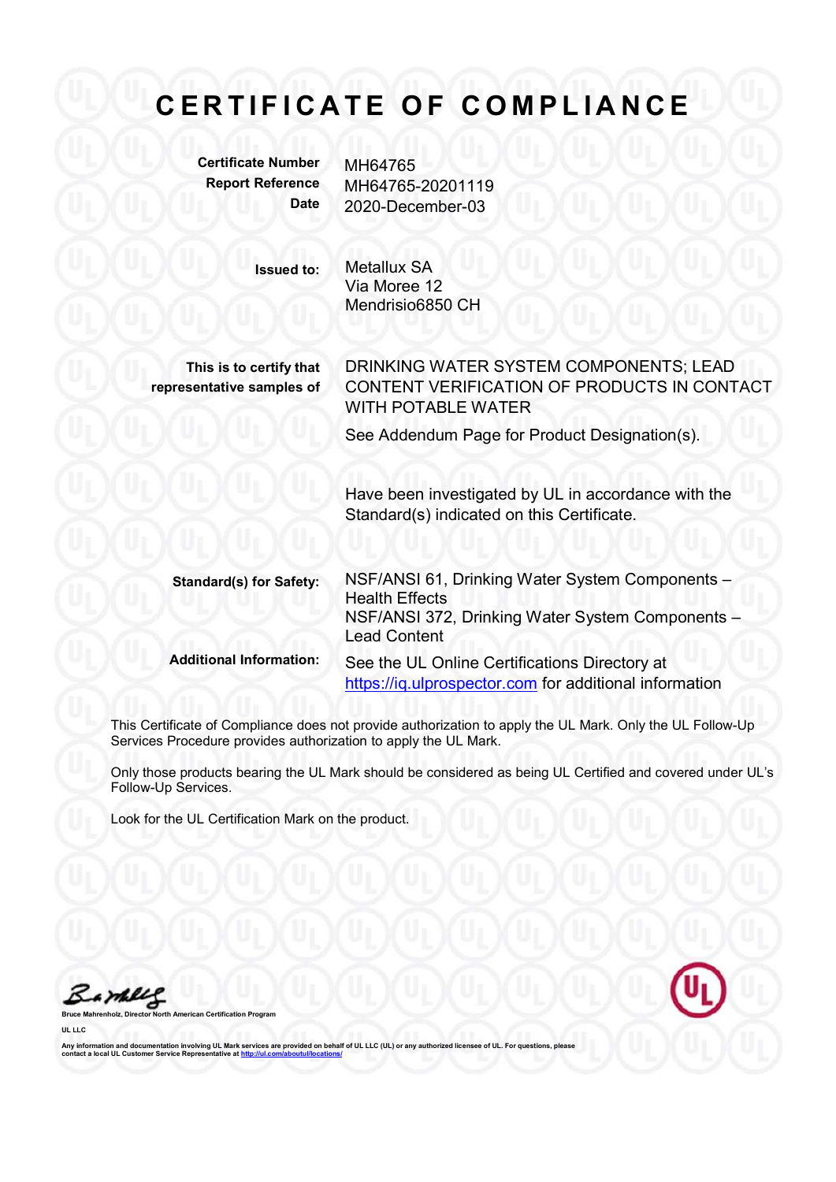# CERTIFICATE OF COMPLIANCE

**Certificate Number** MH64765
**Report Reference** MH64765-20201119
**Date** 2020-December-03

**Issued to:** Metallux SA
Via Moree 12
Mendrisio6850 CH

**This is to certify that representative samples of** DRINKING WATER SYSTEM COMPONENTS; LEAD CONTENT VERIFICATION OF PRODUCTS IN CONTACT WITH POTABLE WATER

See Addendum Page for Product Designation(s).

Have been investigated by UL in accordance with the Standard(s) indicated on this Certificate.

**Standard(s) for Safety:** NSF/ANSI 61, Drinking Water System Components – Health Effects
NSF/ANSI 372, Drinking Water System Components – Lead Content

**Additional Information:** See the UL Online Certifications Directory at https://iq.ulprospector.com for additional information

This Certificate of Compliance does not provide authorization to apply the UL Mark. Only the UL Follow-Up Services Procedure provides authorization to apply the UL Mark.

Only those products bearing the UL Mark should be considered as being UL Certified and covered under UL's Follow-Up Services.

Look for the UL Certification Mark on the product.

Bruce Mahrenholz, Director North American Certification Program

UL LLC

Any information and documentation involving UL Mark services are provided on behalf of UL LLC (UL) or any authorized licensee of UL. For questions, please contact a local UL Customer Service Representative at http://ul.com/aboutul/locations/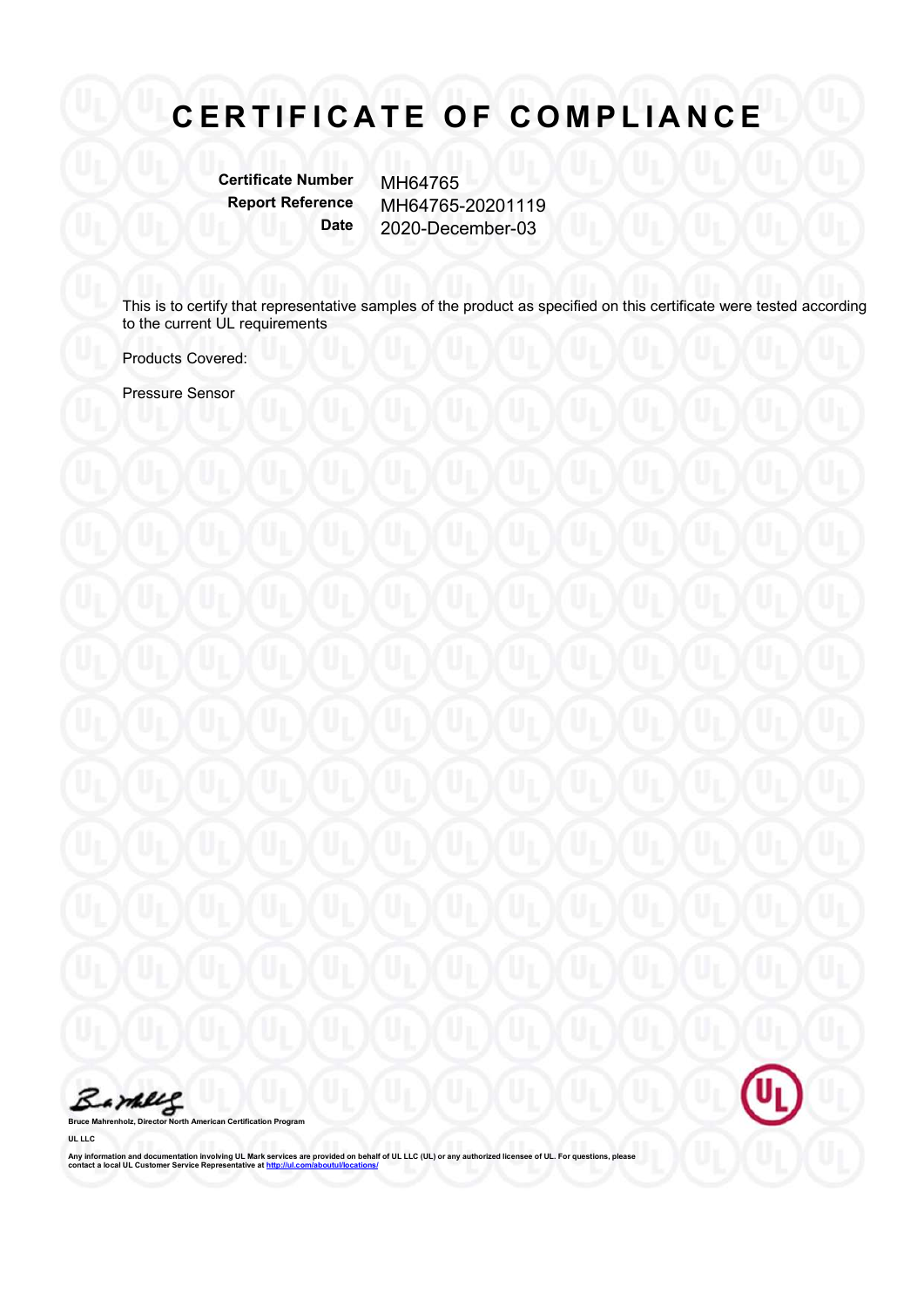# CERTIFICATE OF COMPLIANCE

| | |
|---|---|
| **Certificate Number** | MH64765 |
| **Report Reference** | MH64765-20201119 |
| **Date** | 2020-December-03 |

This is to certify that representative samples of the product as specified on this certificate were tested according to the current UL requirements

Products Covered:

Pressure Sensor

**Bruce Mahrenholz, Director North American Certification Program**

**UL LLC**

**Any information and documentation involving UL Mark services are provided on behalf of UL LLC (UL) or any authorized licensee of UL. For questions, please contact a local UL Customer Service Representative at http://ul.com/aboutul/locations/**